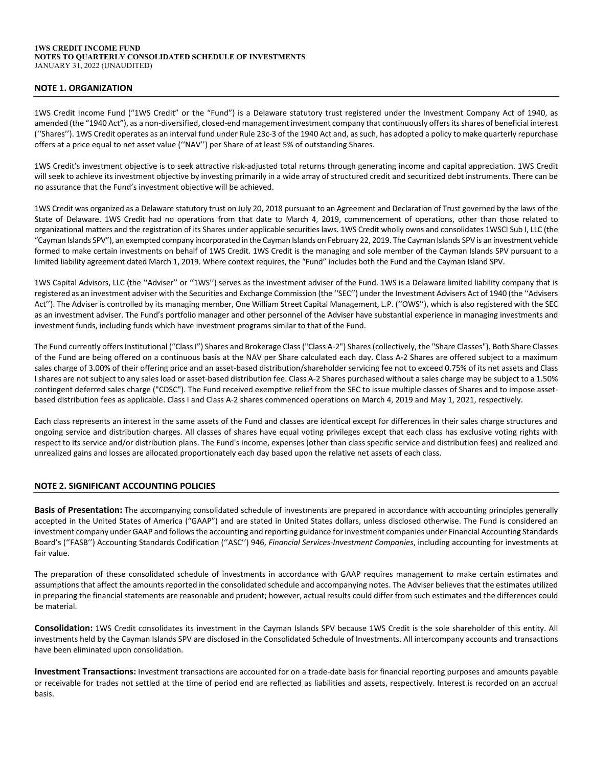**1WS CREDIT INCOME FUND**
**NOTES TO QUARTERLY CONSOLIDATED SCHEDULE OF INVESTMENTS**
JANUARY 31, 2022 (UNAUDITED)

## NOTE 1. ORGANIZATION

1WS Credit Income Fund ("1WS Credit" or the "Fund") is a Delaware statutory trust registered under the Investment Company Act of 1940, as amended (the "1940 Act"), as a non-diversified, closed-end management investment company that continuously offers its shares of beneficial interest (''Shares''). 1WS Credit operates as an interval fund under Rule 23c-3 of the 1940 Act and, as such, has adopted a policy to make quarterly repurchase offers at a price equal to net asset value (''NAV'') per Share of at least 5% of outstanding Shares.

1WS Credit's investment objective is to seek attractive risk-adjusted total returns through generating income and capital appreciation. 1WS Credit will seek to achieve its investment objective by investing primarily in a wide array of structured credit and securitized debt instruments. There can be no assurance that the Fund's investment objective will be achieved.

1WS Credit was organized as a Delaware statutory trust on July 20, 2018 pursuant to an Agreement and Declaration of Trust governed by the laws of the State of Delaware. 1WS Credit had no operations from that date to March 4, 2019, commencement of operations, other than those related to organizational matters and the registration of its Shares under applicable securities laws. 1WS Credit wholly owns and consolidates 1WSCI Sub I, LLC (the "Cayman Islands SPV"), an exempted company incorporated in the Cayman Islands on February 22, 2019. The Cayman Islands SPV is an investment vehicle formed to make certain investments on behalf of 1WS Credit. 1WS Credit is the managing and sole member of the Cayman Islands SPV pursuant to a limited liability agreement dated March 1, 2019. Where context requires, the "Fund" includes both the Fund and the Cayman Island SPV.

1WS Capital Advisors, LLC (the ''Adviser'' or ''1WS'') serves as the investment adviser of the Fund. 1WS is a Delaware limited liability company that is registered as an investment adviser with the Securities and Exchange Commission (the ''SEC'') under the Investment Advisers Act of 1940 (the ''Advisers Act''). The Adviser is controlled by its managing member, One William Street Capital Management, L.P. (''OWS''), which is also registered with the SEC as an investment adviser. The Fund's portfolio manager and other personnel of the Adviser have substantial experience in managing investments and investment funds, including funds which have investment programs similar to that of the Fund.

The Fund currently offers Institutional ("Class I") Shares and Brokerage Class ("Class A-2") Shares (collectively, the "Share Classes"). Both Share Classes of the Fund are being offered on a continuous basis at the NAV per Share calculated each day. Class A-2 Shares are offered subject to a maximum sales charge of 3.00% of their offering price and an asset-based distribution/shareholder servicing fee not to exceed 0.75% of its net assets and Class I shares are not subject to any sales load or asset-based distribution fee. Class A-2 Shares purchased without a sales charge may be subject to a 1.50% contingent deferred sales charge ("CDSC"). The Fund received exemptive relief from the SEC to issue multiple classes of Shares and to impose asset-based distribution fees as applicable. Class I and Class A-2 shares commenced operations on March 4, 2019 and May 1, 2021, respectively.

Each class represents an interest in the same assets of the Fund and classes are identical except for differences in their sales charge structures and ongoing service and distribution charges. All classes of shares have equal voting privileges except that each class has exclusive voting rights with respect to its service and/or distribution plans. The Fund's income, expenses (other than class specific service and distribution fees) and realized and unrealized gains and losses are allocated proportionately each day based upon the relative net assets of each class.

## NOTE 2. SIGNIFICANT ACCOUNTING POLICIES

**Basis of Presentation:** The accompanying consolidated schedule of investments are prepared in accordance with accounting principles generally accepted in the United States of America ("GAAP") and are stated in United States dollars, unless disclosed otherwise. The Fund is considered an investment company under GAAP and follows the accounting and reporting guidance for investment companies under Financial Accounting Standards Board's (''FASB'') Accounting Standards Codification (''ASC'') 946, *Financial Services-Investment Companies*, including accounting for investments at fair value.

The preparation of these consolidated schedule of investments in accordance with GAAP requires management to make certain estimates and assumptions that affect the amounts reported in the consolidated schedule and accompanying notes. The Adviser believes that the estimates utilized in preparing the financial statements are reasonable and prudent; however, actual results could differ from such estimates and the differences could be material.

**Consolidation:** 1WS Credit consolidates its investment in the Cayman Islands SPV because 1WS Credit is the sole shareholder of this entity. All investments held by the Cayman Islands SPV are disclosed in the Consolidated Schedule of Investments. All intercompany accounts and transactions have been eliminated upon consolidation.

**Investment Transactions:** Investment transactions are accounted for on a trade-date basis for financial reporting purposes and amounts payable or receivable for trades not settled at the time of period end are reflected as liabilities and assets, respectively. Interest is recorded on an accrual basis.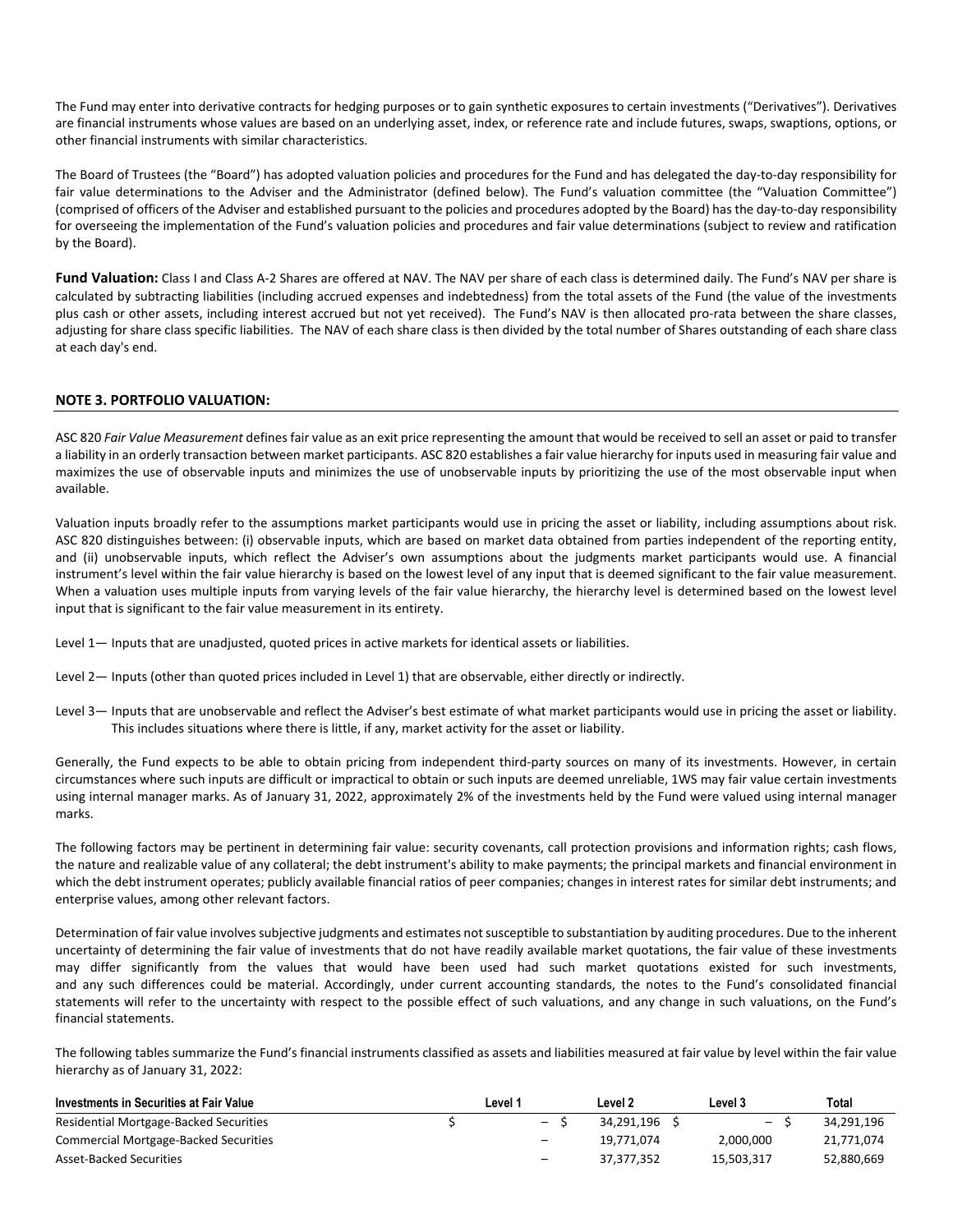The Fund may enter into derivative contracts for hedging purposes or to gain synthetic exposures to certain investments ("Derivatives"). Derivatives are financial instruments whose values are based on an underlying asset, index, or reference rate and include futures, swaps, swaptions, options, or other financial instruments with similar characteristics.

The Board of Trustees (the "Board") has adopted valuation policies and procedures for the Fund and has delegated the day-to-day responsibility for fair value determinations to the Adviser and the Administrator (defined below). The Fund's valuation committee (the "Valuation Committee") (comprised of officers of the Adviser and established pursuant to the policies and procedures adopted by the Board) has the day-to-day responsibility for overseeing the implementation of the Fund's valuation policies and procedures and fair value determinations (subject to review and ratification by the Board).

**Fund Valuation:** Class I and Class A-2 Shares are offered at NAV. The NAV per share of each class is determined daily. The Fund's NAV per share is calculated by subtracting liabilities (including accrued expenses and indebtedness) from the total assets of the Fund (the value of the investments plus cash or other assets, including interest accrued but not yet received). The Fund's NAV is then allocated pro-rata between the share classes, adjusting for share class specific liabilities. The NAV of each share class is then divided by the total number of Shares outstanding of each share class at each day's end.

## NOTE 3. PORTFOLIO VALUATION:

ASC 820 *Fair Value Measurement* defines fair value as an exit price representing the amount that would be received to sell an asset or paid to transfer a liability in an orderly transaction between market participants. ASC 820 establishes a fair value hierarchy for inputs used in measuring fair value and maximizes the use of observable inputs and minimizes the use of unobservable inputs by prioritizing the use of the most observable input when available.

Valuation inputs broadly refer to the assumptions market participants would use in pricing the asset or liability, including assumptions about risk. ASC 820 distinguishes between: (i) observable inputs, which are based on market data obtained from parties independent of the reporting entity, and (ii) unobservable inputs, which reflect the Adviser's own assumptions about the judgments market participants would use. A financial instrument's level within the fair value hierarchy is based on the lowest level of any input that is deemed significant to the fair value measurement. When a valuation uses multiple inputs from varying levels of the fair value hierarchy, the hierarchy level is determined based on the lowest level input that is significant to the fair value measurement in its entirety.

Level 1— Inputs that are unadjusted, quoted prices in active markets for identical assets or liabilities.

Level 2— Inputs (other than quoted prices included in Level 1) that are observable, either directly or indirectly.

Level 3— Inputs that are unobservable and reflect the Adviser's best estimate of what market participants would use in pricing the asset or liability. This includes situations where there is little, if any, market activity for the asset or liability.

Generally, the Fund expects to be able to obtain pricing from independent third-party sources on many of its investments. However, in certain circumstances where such inputs are difficult or impractical to obtain or such inputs are deemed unreliable, 1WS may fair value certain investments using internal manager marks. As of January 31, 2022, approximately 2% of the investments held by the Fund were valued using internal manager marks.

The following factors may be pertinent in determining fair value: security covenants, call protection provisions and information rights; cash flows, the nature and realizable value of any collateral; the debt instrument's ability to make payments; the principal markets and financial environment in which the debt instrument operates; publicly available financial ratios of peer companies; changes in interest rates for similar debt instruments; and enterprise values, among other relevant factors.

Determination of fair value involves subjective judgments and estimates not susceptible to substantiation by auditing procedures. Due to the inherent uncertainty of determining the fair value of investments that do not have readily available market quotations, the fair value of these investments may differ significantly from the values that would have been used had such market quotations existed for such investments, and any such differences could be material. Accordingly, under current accounting standards, the notes to the Fund's consolidated financial statements will refer to the uncertainty with respect to the possible effect of such valuations, and any change in such valuations, on the Fund's financial statements.

The following tables summarize the Fund's financial instruments classified as assets and liabilities measured at fair value by level within the fair value hierarchy as of January 31, 2022:

| Investments in Securities at Fair Value | Level 1 | Level 2 | Level 3 | Total |
|---|---|---|---|---|
| Residential Mortgage-Backed Securities | $ – | $ 34,291,196 | $ – | $ 34,291,196 |
| Commercial Mortgage-Backed Securities | – | 19,771,074 | 2,000,000 | 21,771,074 |
| Asset-Backed Securities | – | 37,377,352 | 15,503,317 | 52,880,669 |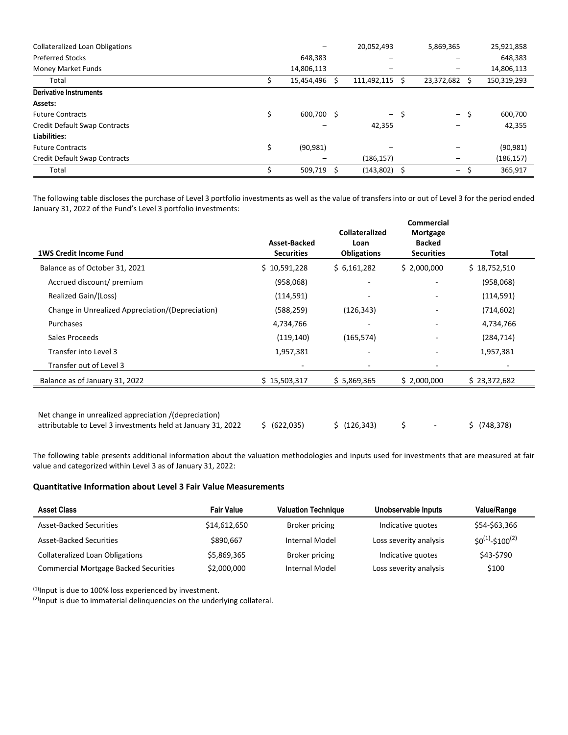| | Level 1 | Level 2 | Level 3 | Total |
|---|---|---|---|---|
| Collateralized Loan Obligations | – | 20,052,493 | 5,869,365 | 25,921,858 |
| Preferred Stocks | 648,383 | – | – | 648,383 |
| Money Market Funds | 14,806,113 | – | – | 14,806,113 |
| Total | $ 15,454,496 | $ 111,492,115 | $ 23,372,682 | $ 150,319,293 |
| **Derivative Instruments** | | | | |
| **Assets:** | | | | |
| Future Contracts | $ 600,700 | $ – | $ – | $ 600,700 |
| Credit Default Swap Contracts | – | 42,355 | – | 42,355 |
| **Liabilities:** | | | | |
| Future Contracts | $ (90,981) | – | – | (90,981) |
| Credit Default Swap Contracts | – | (186,157) | – | (186,157) |
| Total | $ 509,719 | $ (143,802) | $ – | $ 365,917 |

The following table discloses the purchase of Level 3 portfolio investments as well as the value of transfers into or out of Level 3 for the period ended January 31, 2022 of the Fund's Level 3 portfolio investments:

| 1WS Credit Income Fund | Asset-Backed Securities | Collateralized Loan Obligations | Commercial Mortgage Backed Securities | Total |
|---|---|---|---|---|
| Balance as of October 31, 2021 | $ 10,591,228 | $ 6,161,282 | $ 2,000,000 | $ 18,752,510 |
| Accrued discount/ premium | (958,068) | - | - | (958,068) |
| Realized Gain/(Loss) | (114,591) | - | - | (114,591) |
| Change in Unrealized Appreciation/(Depreciation) | (588,259) | (126,343) | - | (714,602) |
| Purchases | 4,734,766 | - | - | 4,734,766 |
| Sales Proceeds | (119,140) | (165,574) | - | (284,714) |
| Transfer into Level 3 | 1,957,381 | - | - | 1,957,381 |
| Transfer out of Level 3 | - | - | - | - |
| Balance as of January 31, 2022 | $ 15,503,317 | $ 5,869,365 | $ 2,000,000 | $ 23,372,682 |
| Net change in unrealized appreciation /(depreciation) attributable to Level 3 investments held at January 31, 2022 | $ (622,035) | $ (126,343) | $ - | $ (748,378) |

The following table presents additional information about the valuation methodologies and inputs used for investments that are measured at fair value and categorized within Level 3 as of January 31, 2022:

### Quantitative Information about Level 3 Fair Value Measurements

| Asset Class | Fair Value | Valuation Technique | Unobservable Inputs | Value/Range |
|---|---|---|---|---|
| Asset-Backed Securities | $14,612,650 | Broker pricing | Indicative quotes | $54-$63,366 |
| Asset-Backed Securities | $890,667 | Internal Model | Loss severity analysis | $0[(1)]-$100[(2)] |
| Collateralized Loan Obligations | $5,869,365 | Broker pricing | Indicative quotes | $43-$790 |
| Commercial Mortgage Backed Securities | $2,000,000 | Internal Model | Loss severity analysis | $100 |

[(1)] Input is due to 100% loss experienced by investment.

[(2)] Input is due to immaterial delinquencies on the underlying collateral.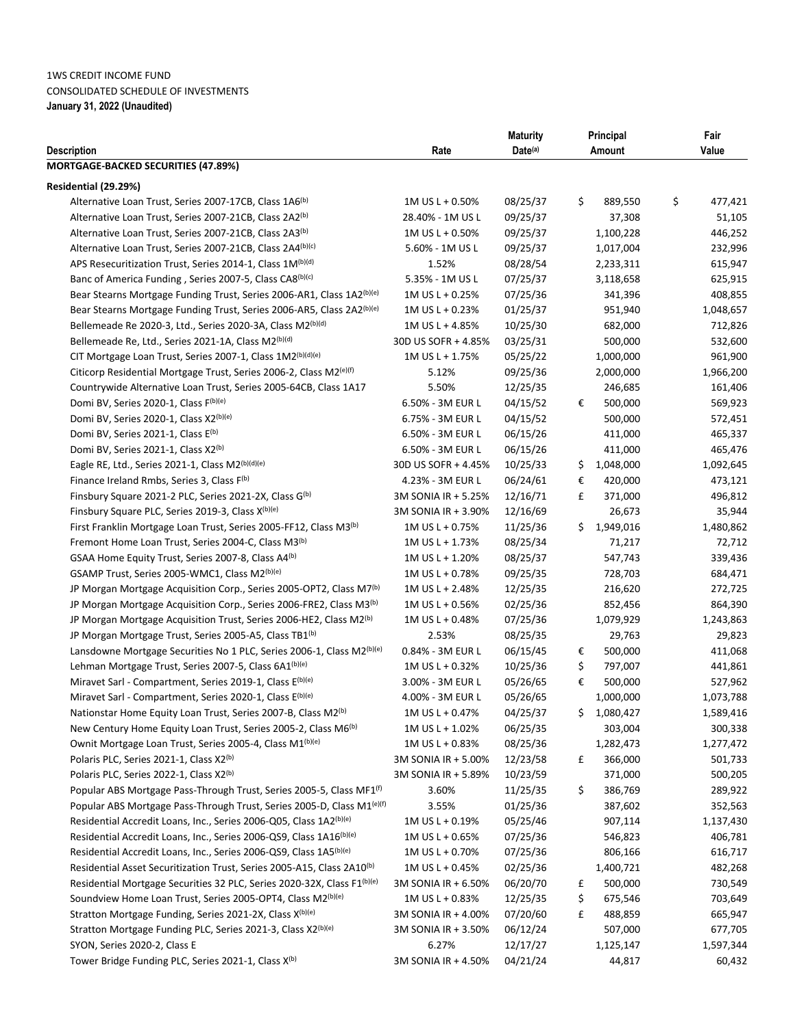1WS CREDIT INCOME FUND
CONSOLIDATED SCHEDULE OF INVESTMENTS
**January 31, 2022 (Unaudited)**

| Description | Rate | Maturity Date[(a)] | Principal Amount | Fair Value |
|---|---|---|---|---|
| **MORTGAGE-BACKED SECURITIES (47.89%)** | | | | |
| **Residential (29.29%)** | | | | |
| Alternative Loan Trust, Series 2007-17CB, Class 1A6[(b)] | 1M US L + 0.50% | 08/25/37 | $ 889,550 | $ 477,421 |
| Alternative Loan Trust, Series 2007-21CB, Class 2A2[(b)] | 28.40% - 1M US L | 09/25/37 | 37,308 | 51,105 |
| Alternative Loan Trust, Series 2007-21CB, Class 2A3[(b)] | 1M US L + 0.50% | 09/25/37 | 1,100,228 | 446,252 |
| Alternative Loan Trust, Series 2007-21CB, Class 2A4[(b)(c)] | 5.60% - 1M US L | 09/25/37 | 1,017,004 | 232,996 |
| APS Resecuritization Trust, Series 2014-1, Class 1M[(b)(d)] | 1.52% | 08/28/54 | 2,233,311 | 615,947 |
| Banc of America Funding , Series 2007-5, Class CA8[(b)(c)] | 5.35% - 1M US L | 07/25/37 | 3,118,658 | 625,915 |
| Bear Stearns Mortgage Funding Trust, Series 2006-AR1, Class 1A2[(b)(e)] | 1M US L + 0.25% | 07/25/36 | 341,396 | 408,855 |
| Bear Stearns Mortgage Funding Trust, Series 2006-AR5, Class 2A2[(b)(e)] | 1M US L + 0.23% | 01/25/37 | 951,940 | 1,048,657 |
| Bellemeade Re 2020-3, Ltd., Series 2020-3A, Class M2[(b)(d)] | 1M US L + 4.85% | 10/25/30 | 682,000 | 712,826 |
| Bellemeade Re, Ltd., Series 2021-1A, Class M2[(b)(d)] | 30D US SOFR + 4.85% | 03/25/31 | 500,000 | 532,600 |
| CIT Mortgage Loan Trust, Series 2007-1, Class 1M2[(b)(d)(e)] | 1M US L + 1.75% | 05/25/22 | 1,000,000 | 961,900 |
| Citicorp Residential Mortgage Trust, Series 2006-2, Class M2[(e)(f)] | 5.12% | 09/25/36 | 2,000,000 | 1,966,200 |
| Countrywide Alternative Loan Trust, Series 2005-64CB, Class 1A17 | 5.50% | 12/25/35 | 246,685 | 161,406 |
| Domi BV, Series 2020-1, Class F[(b)(e)] | 6.50% - 3M EUR L | 04/15/52 | € 500,000 | 569,923 |
| Domi BV, Series 2020-1, Class X2[(b)(e)] | 6.75% - 3M EUR L | 04/15/52 | 500,000 | 572,451 |
| Domi BV, Series 2021-1, Class E[(b)] | 6.50% - 3M EUR L | 06/15/26 | 411,000 | 465,337 |
| Domi BV, Series 2021-1, Class X2[(b)] | 6.50% - 3M EUR L | 06/15/26 | 411,000 | 465,476 |
| Eagle RE, Ltd., Series 2021-1, Class M2[(b)(d)(e)] | 30D US SOFR + 4.45% | 10/25/33 | $ 1,048,000 | 1,092,645 |
| Finance Ireland Rmbs, Series 3, Class F[(b)] | 4.23% - 3M EUR L | 06/24/61 | € 420,000 | 473,121 |
| Finsbury Square 2021-2 PLC, Series 2021-2X, Class G[(b)] | 3M SONIA IR + 5.25% | 12/16/71 | £ 371,000 | 496,812 |
| Finsbury Square PLC, Series 2019-3, Class X[(b)(e)] | 3M SONIA IR + 3.90% | 12/16/69 | 26,673 | 35,944 |
| First Franklin Mortgage Loan Trust, Series 2005-FF12, Class M3[(b)] | 1M US L + 0.75% | 11/25/36 | $ 1,949,016 | 1,480,862 |
| Fremont Home Loan Trust, Series 2004-C, Class M3[(b)] | 1M US L + 1.73% | 08/25/34 | 71,217 | 72,712 |
| GSAA Home Equity Trust, Series 2007-8, Class A4[(b)] | 1M US L + 1.20% | 08/25/37 | 547,743 | 339,436 |
| GSAMP Trust, Series 2005-WMC1, Class M2[(b)(e)] | 1M US L + 0.78% | 09/25/35 | 728,703 | 684,471 |
| JP Morgan Mortgage Acquisition Corp., Series 2005-OPT2, Class M7[(b)] | 1M US L + 2.48% | 12/25/35 | 216,620 | 272,725 |
| JP Morgan Mortgage Acquisition Corp., Series 2006-FRE2, Class M3[(b)] | 1M US L + 0.56% | 02/25/36 | 852,456 | 864,390 |
| JP Morgan Mortgage Acquisition Trust, Series 2006-HE2, Class M2[(b)] | 1M US L + 0.48% | 07/25/36 | 1,079,929 | 1,243,863 |
| JP Morgan Mortgage Trust, Series 2005-A5, Class TB1[(b)] | 2.53% | 08/25/35 | 29,763 | 29,823 |
| Lansdowne Mortgage Securities No 1 PLC, Series 2006-1, Class M2[(b)(e)] | 0.84% - 3M EUR L | 06/15/45 | € 500,000 | 411,068 |
| Lehman Mortgage Trust, Series 2007-5, Class 6A1[(b)(e)] | 1M US L + 0.32% | 10/25/36 | $ 797,007 | 441,861 |
| Miravet Sarl - Compartment, Series 2019-1, Class E[(b)(e)] | 3.00% - 3M EUR L | 05/26/65 | € 500,000 | 527,962 |
| Miravet Sarl - Compartment, Series 2020-1, Class E[(b)(e)] | 4.00% - 3M EUR L | 05/26/65 | 1,000,000 | 1,073,788 |
| Nationstar Home Equity Loan Trust, Series 2007-B, Class M2[(b)] | 1M US L + 0.47% | 04/25/37 | $ 1,080,427 | 1,589,416 |
| New Century Home Equity Loan Trust, Series 2005-2, Class M6[(b)] | 1M US L + 1.02% | 06/25/35 | 303,004 | 300,338 |
| Ownit Mortgage Loan Trust, Series 2005-4, Class M1[(b)(e)] | 1M US L + 0.83% | 08/25/36 | 1,282,473 | 1,277,472 |
| Polaris PLC, Series 2021-1, Class X2[(b)] | 3M SONIA IR + 5.00% | 12/23/58 | £ 366,000 | 501,733 |
| Polaris PLC, Series 2022-1, Class X2[(b)] | 3M SONIA IR + 5.89% | 10/23/59 | 371,000 | 500,205 |
| Popular ABS Mortgage Pass-Through Trust, Series 2005-5, Class MF1[(f)] | 3.60% | 11/25/35 | $ 386,769 | 289,922 |
| Popular ABS Mortgage Pass-Through Trust, Series 2005-D, Class M1[(e)(f)] | 3.55% | 01/25/36 | 387,602 | 352,563 |
| Residential Accredit Loans, Inc., Series 2006-Q05, Class 1A2[(b)(e)] | 1M US L + 0.19% | 05/25/46 | 907,114 | 1,137,430 |
| Residential Accredit Loans, Inc., Series 2006-QS9, Class 1A16[(b)(e)] | 1M US L + 0.65% | 07/25/36 | 546,823 | 406,781 |
| Residential Accredit Loans, Inc., Series 2006-QS9, Class 1A5[(b)(e)] | 1M US L + 0.70% | 07/25/36 | 806,166 | 616,717 |
| Residential Asset Securitization Trust, Series 2005-A15, Class 2A10[(b)] | 1M US L + 0.45% | 02/25/36 | 1,400,721 | 482,268 |
| Residential Mortgage Securities 32 PLC, Series 2020-32X, Class F1[(b)(e)] | 3M SONIA IR + 6.50% | 06/20/70 | £ 500,000 | 730,549 |
| Soundview Home Loan Trust, Series 2005-OPT4, Class M2[(b)(e)] | 1M US L + 0.83% | 12/25/35 | $ 675,546 | 703,649 |
| Stratton Mortgage Funding, Series 2021-2X, Class X[(b)(e)] | 3M SONIA IR + 4.00% | 07/20/60 | £ 488,859 | 665,947 |
| Stratton Mortgage Funding PLC, Series 2021-3, Class X2[(b)(e)] | 3M SONIA IR + 3.50% | 06/12/24 | 507,000 | 677,705 |
| SYON, Series 2020-2, Class E | 6.27% | 12/17/27 | 1,125,147 | 1,597,344 |
| Tower Bridge Funding PLC, Series 2021-1, Class X[(b)] | 3M SONIA IR + 4.50% | 04/21/24 | 44,817 | 60,432 |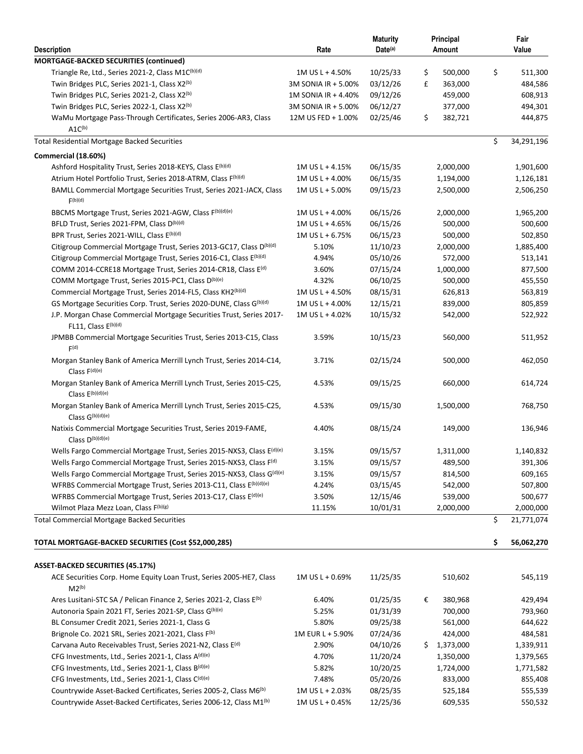| Description | Rate | Maturity Date(a) | Principal Amount | Fair Value |
|---|---|---|---|---|
| **MORTGAGE-BACKED SECURITIES (continued)** | | | | |
| Triangle Re, Ltd., Series 2021-2, Class M1C(b)(d) | 1M US L + 4.50% | 10/25/33 | $ 500,000 | $ 511,300 |
| Twin Bridges PLC, Series 2021-1, Class X2(b) | 3M SONIA IR + 5.00% | 03/12/26 | £ 363,000 | 484,586 |
| Twin Bridges PLC, Series 2021-2, Class X2(b) | 1M SONIA IR + 4.40% | 09/12/26 | 459,000 | 608,913 |
| Twin Bridges PLC, Series 2022-1, Class X2(b) | 3M SONIA IR + 5.00% | 06/12/27 | 377,000 | 494,301 |
| WaMu Mortgage Pass-Through Certificates, Series 2006-AR3, Class A1C(b) | 12M US FED + 1.00% | 02/25/46 | $ 382,721 | 444,875 |
| Total Residential Mortgage Backed Securities | | | | $ 34,291,196 |
| **Commercial (18.60%)** | | | | |
| Ashford Hospitality Trust, Series 2018-KEYS, Class E(b)(d) | 1M US L + 4.15% | 06/15/35 | 2,000,000 | 1,901,600 |
| Atrium Hotel Portfolio Trust, Series 2018-ATRM, Class F(b)(d) | 1M US L + 4.00% | 06/15/35 | 1,194,000 | 1,126,181 |
| BAMLL Commercial Mortgage Securities Trust, Series 2021-JACX, Class F(b)(d) | 1M US L + 5.00% | 09/15/23 | 2,500,000 | 2,506,250 |
| BBCMS Mortgage Trust, Series 2021-AGW, Class F(b)(d)(e) | 1M US L + 4.00% | 06/15/26 | 2,000,000 | 1,965,200 |
| BFLD Trust, Series 2021-FPM, Class D(b)(d) | 1M US L + 4.65% | 06/15/26 | 500,000 | 500,600 |
| BPR Trust, Series 2021-WILL, Class E(b)(d) | 1M US L + 6.75% | 06/15/23 | 500,000 | 502,850 |
| Citigroup Commercial Mortgage Trust, Series 2013-GC17, Class D(b)(d) | 5.10% | 11/10/23 | 2,000,000 | 1,885,400 |
| Citigroup Commercial Mortgage Trust, Series 2016-C1, Class E(b)(d) | 4.94% | 05/10/26 | 572,000 | 513,141 |
| COMM 2014-CCRE18 Mortgage Trust, Series 2014-CR18, Class E(d) | 3.60% | 07/15/24 | 1,000,000 | 877,500 |
| COMM Mortgage Trust, Series 2015-PC1, Class D(b)(e) | 4.32% | 06/10/25 | 500,000 | 455,550 |
| Commercial Mortgage Trust, Series 2014-FL5, Class KH2(b)(d) | 1M US L + 4.50% | 08/15/31 | 626,813 | 563,819 |
| GS Mortgage Securities Corp. Trust, Series 2020-DUNE, Class G(b)(d) | 1M US L + 4.00% | 12/15/21 | 839,000 | 805,859 |
| J.P. Morgan Chase Commercial Mortgage Securities Trust, Series 2017-FL11, Class E(b)(d) | 1M US L + 4.02% | 10/15/32 | 542,000 | 522,922 |
| JPMBB Commercial Mortgage Securities Trust, Series 2013-C15, Class F(d) | 3.59% | 10/15/23 | 560,000 | 511,952 |
| Morgan Stanley Bank of America Merrill Lynch Trust, Series 2014-C14, Class F(d)(e) | 3.71% | 02/15/24 | 500,000 | 462,050 |
| Morgan Stanley Bank of America Merrill Lynch Trust, Series 2015-C25, Class E(b)(d)(e) | 4.53% | 09/15/25 | 660,000 | 614,724 |
| Morgan Stanley Bank of America Merrill Lynch Trust, Series 2015-C25, Class G(b)(d)(e) | 4.53% | 09/15/30 | 1,500,000 | 768,750 |
| Natixis Commercial Mortgage Securities Trust, Series 2019-FAME, Class D(b)(d)(e) | 4.40% | 08/15/24 | 149,000 | 136,946 |
| Wells Fargo Commercial Mortgage Trust, Series 2015-NXS3, Class E(d)(e) | 3.15% | 09/15/57 | 1,311,000 | 1,140,832 |
| Wells Fargo Commercial Mortgage Trust, Series 2015-NXS3, Class F(d) | 3.15% | 09/15/57 | 489,500 | 391,306 |
| Wells Fargo Commercial Mortgage Trust, Series 2015-NXS3, Class G(d)(e) | 3.15% | 09/15/57 | 814,500 | 609,165 |
| WFRBS Commercial Mortgage Trust, Series 2013-C11, Class E(b)(d)(e) | 4.24% | 03/15/45 | 542,000 | 507,800 |
| WFRBS Commercial Mortgage Trust, Series 2013-C17, Class E(d)(e) | 3.50% | 12/15/46 | 539,000 | 500,677 |
| Wilmot Plaza Mezz Loan, Class F(b)(g) | 11.15% | 10/01/31 | 2,000,000 | 2,000,000 |
| Total Commercial Mortgage Backed Securities | | | | $ 21,771,074 |
| **TOTAL MORTGAGE-BACKED SECURITIES (Cost $52,000,285)** | | | | **$ 56,062,270** |
| **ASSET-BACKED SECURITIES (45.17%)** | | | | |
| ACE Securities Corp. Home Equity Loan Trust, Series 2005-HE7, Class M2(b) | 1M US L + 0.69% | 11/25/35 | 510,602 | 545,119 |
| Ares Lusitani-STC SA / Pelican Finance 2, Series 2021-2, Class E(b) | 6.40% | 01/25/35 | € 380,968 | 429,494 |
| Autonoria Spain 2021 FT, Series 2021-SP, Class G(b)(e) | 5.25% | 01/31/39 | 700,000 | 793,960 |
| BL Consumer Credit 2021, Series 2021-1, Class G | 5.80% | 09/25/38 | 561,000 | 644,622 |
| Brignole Co. 2021 SRL, Series 2021-2021, Class F(b) | 1M EUR L + 5.90% | 07/24/36 | 424,000 | 484,581 |
| Carvana Auto Receivables Trust, Series 2021-N2, Class E(d) | 2.90% | 04/10/26 | $ 1,373,000 | 1,339,911 |
| CFG Investments, Ltd., Series 2021-1, Class A(d)(e) | 4.70% | 11/20/24 | 1,350,000 | 1,379,565 |
| CFG Investments, Ltd., Series 2021-1, Class B(d)(e) | 5.82% | 10/20/25 | 1,724,000 | 1,771,582 |
| CFG Investments, Ltd., Series 2021-1, Class C(d)(e) | 7.48% | 05/20/26 | 833,000 | 855,408 |
| Countrywide Asset-Backed Certificates, Series 2005-2, Class M6(b) | 1M US L + 2.03% | 08/25/35 | 525,184 | 555,539 |
| Countrywide Asset-Backed Certificates, Series 2006-12, Class M1(b) | 1M US L + 0.45% | 12/25/36 | 609,535 | 550,532 |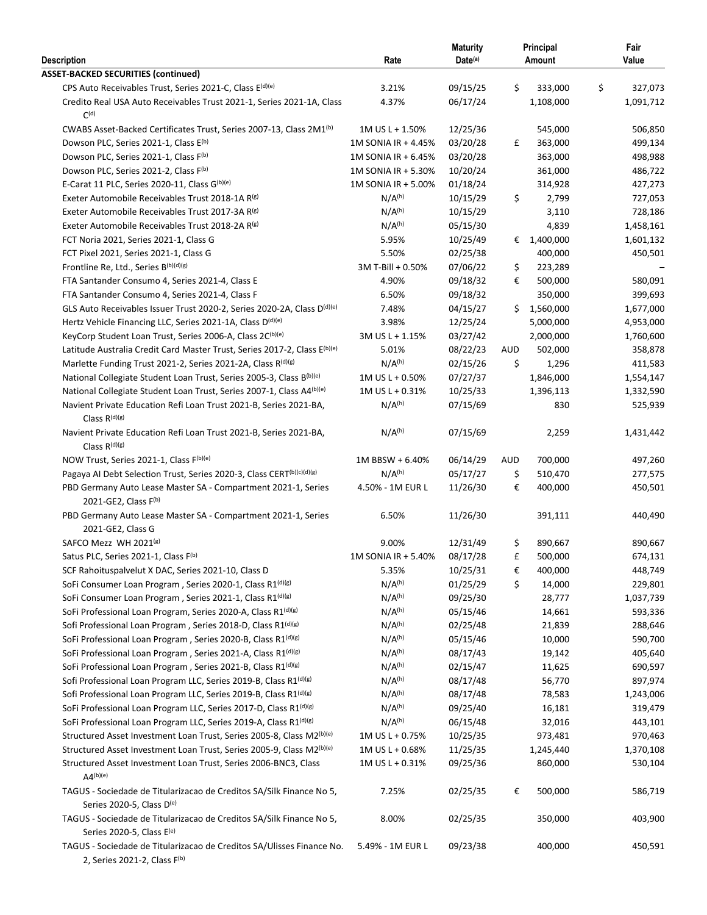| Description | Rate | Maturity Date[(a)] | | Principal Amount | | Fair Value |
|---|---|---|---|---|---|---|
| **ASSET-BACKED SECURITIES (continued)** | | | | | | |
| CPS Auto Receivables Trust, Series 2021-C, Class E[(d)(e)] | 3.21% | 09/15/25 | $ | 333,000 | $ | 327,073 |
| Credito Real USA Auto Receivables Trust 2021-1, Series 2021-1A, Class C[(d)] | 4.37% | 06/17/24 | | 1,108,000 | | 1,091,712 |
| CWABS Asset-Backed Certificates Trust, Series 2007-13, Class 2M1[(b)] | 1M US L + 1.50% | 12/25/36 | | 545,000 | | 506,850 |
| Dowson PLC, Series 2021-1, Class E[(b)] | 1M SONIA IR + 4.45% | 03/20/28 | £ | 363,000 | | 499,134 |
| Dowson PLC, Series 2021-1, Class F[(b)] | 1M SONIA IR + 6.45% | 03/20/28 | | 363,000 | | 498,988 |
| Dowson PLC, Series 2021-2, Class F[(b)] | 1M SONIA IR + 5.30% | 10/20/24 | | 361,000 | | 486,722 |
| E-Carat 11 PLC, Series 2020-11, Class G[(b)(e)] | 1M SONIA IR + 5.00% | 01/18/24 | | 314,928 | | 427,273 |
| Exeter Automobile Receivables Trust 2018-1A R[(g)] | N/A[(h)] | 10/15/29 | $ | 2,799 | | 727,053 |
| Exeter Automobile Receivables Trust 2017-3A R[(g)] | N/A[(h)] | 10/15/29 | | 3,110 | | 728,186 |
| Exeter Automobile Receivables Trust 2018-2A R[(g)] | N/A[(h)] | 05/15/30 | | 4,839 | | 1,458,161 |
| FCT Noria 2021, Series 2021-1, Class G | 5.95% | 10/25/49 | € | 1,400,000 | | 1,601,132 |
| FCT Pixel 2021, Series 2021-1, Class G | 5.50% | 02/25/38 | | 400,000 | | 450,501 |
| Frontline Re, Ltd., Series B[(b)(d)(g)] | 3M T-Bill + 0.50% | 07/06/22 | $ | 223,289 | | – |
| FTA Santander Consumo 4, Series 2021-4, Class E | 4.90% | 09/18/32 | € | 500,000 | | 580,091 |
| FTA Santander Consumo 4, Series 2021-4, Class F | 6.50% | 09/18/32 | | 350,000 | | 399,693 |
| GLS Auto Receivables Issuer Trust 2020-2, Series 2020-2A, Class D[(d)(e)] | 7.48% | 04/15/27 | $ | 1,560,000 | | 1,677,000 |
| Hertz Vehicle Financing LLC, Series 2021-1A, Class D[(d)(e)] | 3.98% | 12/25/24 | | 5,000,000 | | 4,953,000 |
| KeyCorp Student Loan Trust, Series 2006-A, Class 2C[(b)(e)] | 3M US L + 1.15% | 03/27/42 | | 2,000,000 | | 1,760,600 |
| Latitude Australia Credit Card Master Trust, Series 2017-2, Class E[(b)(e)] | 5.01% | 08/22/23 | AUD | 502,000 | | 358,878 |
| Marlette Funding Trust 2021-2, Series 2021-2A, Class R[(d)(g)] | N/A[(h)] | 02/15/26 | $ | 1,296 | | 411,583 |
| National Collegiate Student Loan Trust, Series 2005-3, Class B[(b)(e)] | 1M US L + 0.50% | 07/27/37 | | 1,846,000 | | 1,554,147 |
| National Collegiate Student Loan Trust, Series 2007-1, Class A4[(b)(e)] | 1M US L + 0.31% | 10/25/33 | | 1,396,113 | | 1,332,590 |
| Navient Private Education Refi Loan Trust 2021-B, Series 2021-BA, Class R[(d)(g)] | N/A[(h)] | 07/15/69 | | 830 | | 525,939 |
| Navient Private Education Refi Loan Trust 2021-B, Series 2021-BA, Class R[(d)(g)] | N/A[(h)] | 07/15/69 | | 2,259 | | 1,431,442 |
| NOW Trust, Series 2021-1, Class F[(b)(e)] | 1M BBSW + 6.40% | 06/14/29 | AUD | 700,000 | | 497,260 |
| Pagaya AI Debt Selection Trust, Series 2020-3, Class CERT[(b)(c)(d)(g)] | N/A[(h)] | 05/17/27 | $ | 510,470 | | 277,575 |
| PBD Germany Auto Lease Master SA - Compartment 2021-1, Series 2021-GE2, Class F[(b)] | 4.50% - 1M EUR L | 11/26/30 | € | 400,000 | | 450,501 |
| PBD Germany Auto Lease Master SA - Compartment 2021-1, Series 2021-GE2, Class G | 6.50% | 11/26/30 | | 391,111 | | 440,490 |
| SAFCO Mezz WH 2021[(g)] | 9.00% | 12/31/49 | $ | 890,667 | | 890,667 |
| Satus PLC, Series 2021-1, Class F[(b)] | 1M SONIA IR + 5.40% | 08/17/28 | £ | 500,000 | | 674,131 |
| SCF Rahoituspalvelut X DAC, Series 2021-10, Class D | 5.35% | 10/25/31 | € | 400,000 | | 448,749 |
| SoFi Consumer Loan Program , Series 2020-1, Class R1[(d)(g)] | N/A[(h)] | 01/25/29 | $ | 14,000 | | 229,801 |
| SoFi Consumer Loan Program , Series 2021-1, Class R1[(d)(g)] | N/A[(h)] | 09/25/30 | | 28,777 | | 1,037,739 |
| SoFi Professional Loan Program, Series 2020-A, Class R1[(d)(g)] | N/A[(h)] | 05/15/46 | | 14,661 | | 593,336 |
| Sofi Professional Loan Program , Series 2018-D, Class R1[(d)(g)] | N/A[(h)] | 02/25/48 | | 21,839 | | 288,646 |
| SoFi Professional Loan Program , Series 2020-B, Class R1[(d)(g)] | N/A[(h)] | 05/15/46 | | 10,000 | | 590,700 |
| SoFi Professional Loan Program , Series 2021-A, Class R1[(d)(g)] | N/A[(h)] | 08/17/43 | | 19,142 | | 405,640 |
| SoFi Professional Loan Program , Series 2021-B, Class R1[(d)(g)] | N/A[(h)] | 02/15/47 | | 11,625 | | 690,597 |
| Sofi Professional Loan Program LLC, Series 2019-B, Class R1[(d)(g)] | N/A[(h)] | 08/17/48 | | 56,770 | | 897,974 |
| Sofi Professional Loan Program LLC, Series 2019-B, Class R1[(d)(g)] | N/A[(h)] | 08/17/48 | | 78,583 | | 1,243,006 |
| SoFi Professional Loan Program LLC, Series 2017-D, Class R1[(d)(g)] | N/A[(h)] | 09/25/40 | | 16,181 | | 319,479 |
| SoFi Professional Loan Program LLC, Series 2019-A, Class R1[(d)(g)] | N/A[(h)] | 06/15/48 | | 32,016 | | 443,101 |
| Structured Asset Investment Loan Trust, Series 2005-8, Class M2[(b)(e)] | 1M US L + 0.75% | 10/25/35 | | 973,481 | | 970,463 |
| Structured Asset Investment Loan Trust, Series 2005-9, Class M2[(b)(e)] | 1M US L + 0.68% | 11/25/35 | | 1,245,440 | | 1,370,108 |
| Structured Asset Investment Loan Trust, Series 2006-BNC3, Class A4[(b)(e)] | 1M US L + 0.31% | 09/25/36 | | 860,000 | | 530,104 |
| TAGUS - Sociedade de Titularizacao de Creditos SA/Silk Finance No 5, Series 2020-5, Class D[(e)] | 7.25% | 02/25/35 | € | 500,000 | | 586,719 |
| TAGUS - Sociedade de Titularizacao de Creditos SA/Silk Finance No 5, Series 2020-5, Class E[(e)] | 8.00% | 02/25/35 | | 350,000 | | 403,900 |
| TAGUS - Sociedade de Titularizacao de Creditos SA/Ulisses Finance No. 2, Series 2021-2, Class F[(b)] | 5.49% - 1M EUR L | 09/23/38 | | 400,000 | | 450,591 |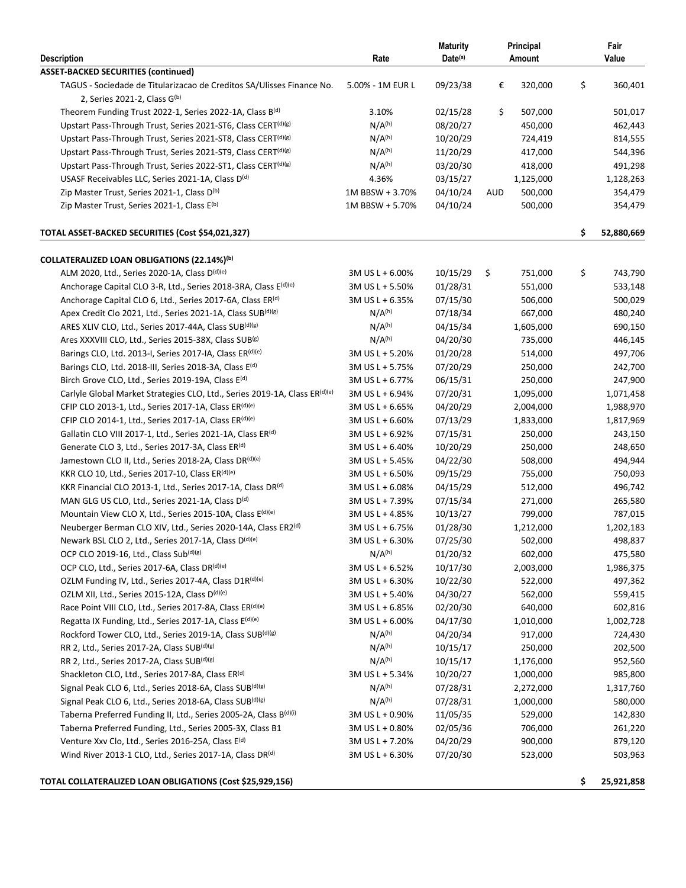| Description | Rate | Maturity Date[(a)] | | Principal Amount | | Fair Value |
|---|---|---|---|---|---|---|
| **ASSET-BACKED SECURITIES (continued)** | | | | | | |
| TAGUS - Sociedade de Titularizacao de Creditos SA/Ulisses Finance No. 2, Series 2021-2, Class G[(b)] | 5.00% - 1M EUR L | 09/23/38 | € | 320,000 | $ | 360,401 |
| Theorem Funding Trust 2022-1, Series 2022-1A, Class B[(d)] | 3.10% | 02/15/28 | $ | 507,000 | | 501,017 |
| Upstart Pass-Through Trust, Series 2021-ST6, Class CERT[(d)(g)] | N/A[(h)] | 08/20/27 | | 450,000 | | 462,443 |
| Upstart Pass-Through Trust, Series 2021-ST8, Class CERT[(d)(g)] | N/A[(h)] | 10/20/29 | | 724,419 | | 814,555 |
| Upstart Pass-Through Trust, Series 2021-ST9, Class CERT[(d)(g)] | N/A[(h)] | 11/20/29 | | 417,000 | | 544,396 |
| Upstart Pass-Through Trust, Series 2022-ST1, Class CERT[(d)(g)] | N/A[(h)] | 03/20/30 | | 418,000 | | 491,298 |
| USASF Receivables LLC, Series 2021-1A, Class D[(d)] | 4.36% | 03/15/27 | | 1,125,000 | | 1,128,263 |
| Zip Master Trust, Series 2021-1, Class D[(b)] | 1M BBSW + 3.70% | 04/10/24 | AUD | 500,000 | | 354,479 |
| Zip Master Trust, Series 2021-1, Class E[(b)] | 1M BBSW + 5.70% | 04/10/24 | | 500,000 | | 354,479 |
| **TOTAL ASSET-BACKED SECURITIES (Cost $54,021,327)** | | | | | **$** | **52,880,669** |
| | | | | | | |
| **COLLATERALIZED LOAN OBLIGATIONS (22.14%)[(b)]** | | | | | | |
| ALM 2020, Ltd., Series 2020-1A, Class D[(d)(e)] | 3M US L + 6.00% | 10/15/29 | $ | 751,000 | $ | 743,790 |
| Anchorage Capital CLO 3-R, Ltd., Series 2018-3RA, Class E[(d)(e)] | 3M US L + 5.50% | 01/28/31 | | 551,000 | | 533,148 |
| Anchorage Capital CLO 6, Ltd., Series 2017-6A, Class ER[(d)] | 3M US L + 6.35% | 07/15/30 | | 506,000 | | 500,029 |
| Apex Credit Clo 2021, Ltd., Series 2021-1A, Class SUB[(d)(g)] | N/A[(h)] | 07/18/34 | | 667,000 | | 480,240 |
| ARES XLIV CLO, Ltd., Series 2017-44A, Class SUB[(d)(g)] | N/A[(h)] | 04/15/34 | | 1,605,000 | | 690,150 |
| Ares XXXVIII CLO, Ltd., Series 2015-38X, Class SUB[(g)] | N/A[(h)] | 04/20/30 | | 735,000 | | 446,145 |
| Barings CLO, Ltd. 2013-I, Series 2017-IA, Class ER[(d)(e)] | 3M US L + 5.20% | 01/20/28 | | 514,000 | | 497,706 |
| Barings CLO, Ltd. 2018-III, Series 2018-3A, Class E[(d)] | 3M US L + 5.75% | 07/20/29 | | 250,000 | | 242,700 |
| Birch Grove CLO, Ltd., Series 2019-19A, Class E[(d)] | 3M US L + 6.77% | 06/15/31 | | 250,000 | | 247,900 |
| Carlyle Global Market Strategies CLO, Ltd., Series 2019-1A, Class ER[(d)(e)] | 3M US L + 6.94% | 07/20/31 | | 1,095,000 | | 1,071,458 |
| CFIP CLO 2013-1, Ltd., Series 2017-1A, Class ER[(d)(e)] | 3M US L + 6.65% | 04/20/29 | | 2,004,000 | | 1,988,970 |
| CFIP CLO 2014-1, Ltd., Series 2017-1A, Class ER[(d)(e)] | 3M US L + 6.60% | 07/13/29 | | 1,833,000 | | 1,817,969 |
| Gallatin CLO VIII 2017-1, Ltd., Series 2021-1A, Class ER[(d)] | 3M US L + 6.92% | 07/15/31 | | 250,000 | | 243,150 |
| Generate CLO 3, Ltd., Series 2017-3A, Class ER[(d)] | 3M US L + 6.40% | 10/20/29 | | 250,000 | | 248,650 |
| Jamestown CLO II, Ltd., Series 2018-2A, Class DR[(d)(e)] | 3M US L + 5.45% | 04/22/30 | | 508,000 | | 494,944 |
| KKR CLO 10, Ltd., Series 2017-10, Class ER[(d)(e)] | 3M US L + 6.50% | 09/15/29 | | 755,000 | | 750,093 |
| KKR Financial CLO 2013-1, Ltd., Series 2017-1A, Class DR[(d)] | 3M US L + 6.08% | 04/15/29 | | 512,000 | | 496,742 |
| MAN GLG US CLO, Ltd., Series 2021-1A, Class D[(d)] | 3M US L + 7.39% | 07/15/34 | | 271,000 | | 265,580 |
| Mountain View CLO X, Ltd., Series 2015-10A, Class E[(d)(e)] | 3M US L + 4.85% | 10/13/27 | | 799,000 | | 787,015 |
| Neuberger Berman CLO XIV, Ltd., Series 2020-14A, Class ER2[(d)] | 3M US L + 6.75% | 01/28/30 | | 1,212,000 | | 1,202,183 |
| Newark BSL CLO 2, Ltd., Series 2017-1A, Class D[(d)(e)] | 3M US L + 6.30% | 07/25/30 | | 502,000 | | 498,837 |
| OCP CLO 2019-16, Ltd., Class Sub[(d)(g)] | N/A[(h)] | 01/20/32 | | 602,000 | | 475,580 |
| OCP CLO, Ltd., Series 2017-6A, Class DR[(d)(e)] | 3M US L + 6.52% | 10/17/30 | | 2,003,000 | | 1,986,375 |
| OZLM Funding IV, Ltd., Series 2017-4A, Class D1R[(d)(e)] | 3M US L + 6.30% | 10/22/30 | | 522,000 | | 497,362 |
| OZLM XII, Ltd., Series 2015-12A, Class D[(d)(e)] | 3M US L + 5.40% | 04/30/27 | | 562,000 | | 559,415 |
| Race Point VIII CLO, Ltd., Series 2017-8A, Class ER[(d)(e)] | 3M US L + 6.85% | 02/20/30 | | 640,000 | | 602,816 |
| Regatta IX Funding, Ltd., Series 2017-1A, Class E[(d)(e)] | 3M US L + 6.00% | 04/17/30 | | 1,010,000 | | 1,002,728 |
| Rockford Tower CLO, Ltd., Series 2019-1A, Class SUB[(d)(g)] | N/A[(h)] | 04/20/34 | | 917,000 | | 724,430 |
| RR 2, Ltd., Series 2017-2A, Class SUB[(d)(g)] | N/A[(h)] | 10/15/17 | | 250,000 | | 202,500 |
| RR 2, Ltd., Series 2017-2A, Class SUB[(d)(g)] | N/A[(h)] | 10/15/17 | | 1,176,000 | | 952,560 |
| Shackleton CLO, Ltd., Series 2017-8A, Class ER[(d)] | 3M US L + 5.34% | 10/20/27 | | 1,000,000 | | 985,800 |
| Signal Peak CLO 6, Ltd., Series 2018-6A, Class SUB[(d)(g)] | N/A[(h)] | 07/28/31 | | 2,272,000 | | 1,317,760 |
| Signal Peak CLO 6, Ltd., Series 2018-6A, Class SUB[(d)(g)] | N/A[(h)] | 07/28/31 | | 1,000,000 | | 580,000 |
| Taberna Preferred Funding II, Ltd., Series 2005-2A, Class B[(d)(i)] | 3M US L + 0.90% | 11/05/35 | | 529,000 | | 142,830 |
| Taberna Preferred Funding, Ltd., Series 2005-3X, Class B1 | 3M US L + 0.80% | 02/05/36 | | 706,000 | | 261,220 |
| Venture Xxv Clo, Ltd., Series 2016-25A, Class E[(d)] | 3M US L + 7.20% | 04/20/29 | | 900,000 | | 879,120 |
| Wind River 2013-1 CLO, Ltd., Series 2017-1A, Class DR[(d)] | 3M US L + 6.30% | 07/20/30 | | 523,000 | | 503,963 |
| **TOTAL COLLATERALIZED LOAN OBLIGATIONS (Cost $25,929,156)** | | | | | **$** | **25,921,858** |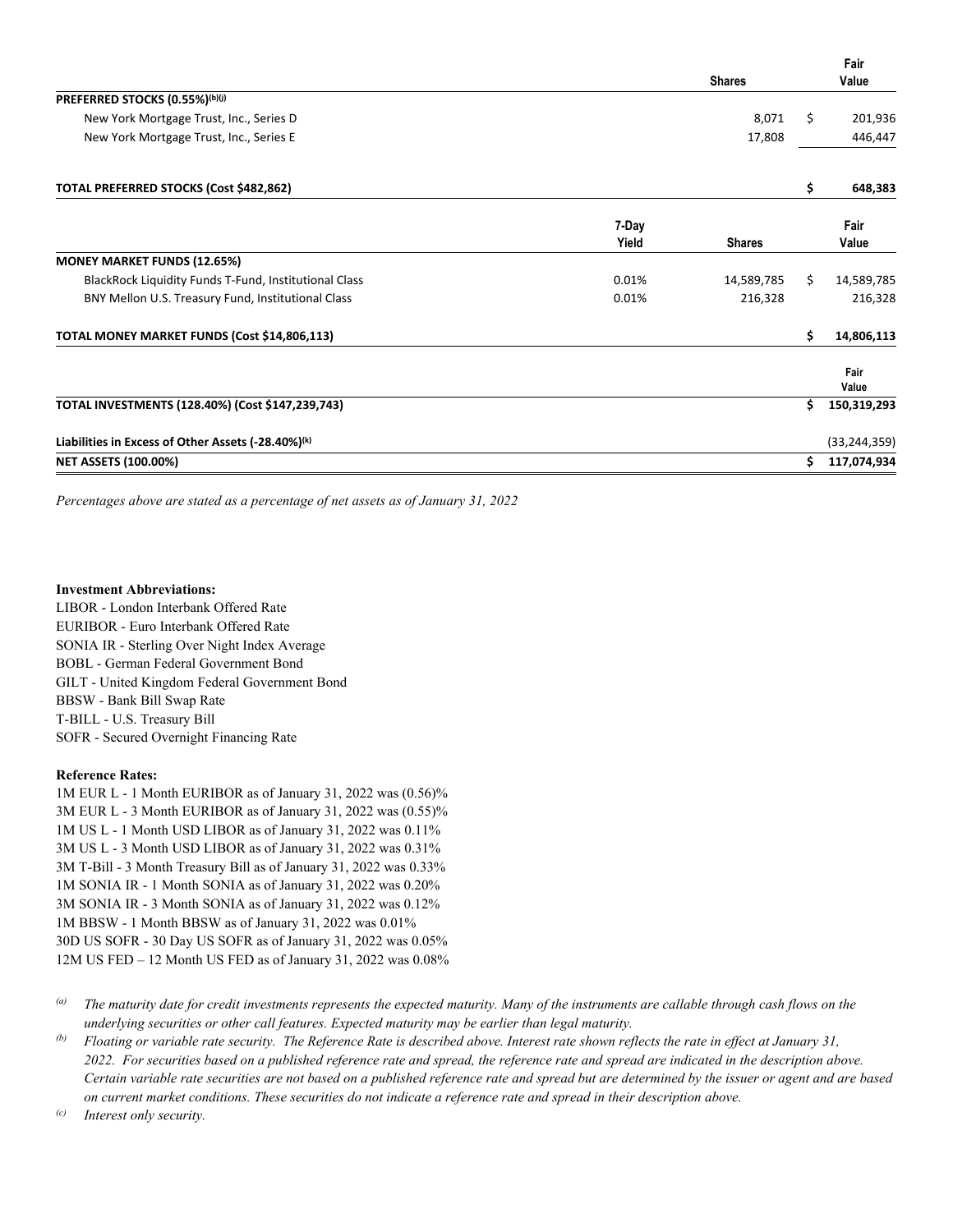| | | Shares | Fair Value |
|---|---|---|---|
| **PREFERRED STOCKS (0.55%)[(b)(j)]** | | | |
| New York Mortgage Trust, Inc., Series D | | 8,071 | $ 201,936 |
| New York Mortgage Trust, Inc., Series E | | 17,808 | 446,447 |
| **TOTAL PREFERRED STOCKS (Cost $482,862)** | | | **$ 648,383** |
| | **7-Day Yield** | **Shares** | **Fair Value** |
| **MONEY MARKET FUNDS (12.65%)** | | | |
| BlackRock Liquidity Funds T-Fund, Institutional Class | 0.01% | 14,589,785 | $ 14,589,785 |
| BNY Mellon U.S. Treasury Fund, Institutional Class | 0.01% | 216,328 | 216,328 |
| **TOTAL MONEY MARKET FUNDS (Cost $14,806,113)** | | | **$ 14,806,113** |
| | | | **Fair Value** |
| **TOTAL INVESTMENTS (128.40%) (Cost $147,239,743)** | | | **$ 150,319,293** |
| **Liabilities in Excess of Other Assets (-28.40%)[(k)]** | | | (33,244,359) |
| **NET ASSETS (100.00%)** | | | **$ 117,074,934** |

*Percentages above are stated as a percentage of net assets as of January 31, 2022*

**Investment Abbreviations:**

LIBOR - London Interbank Offered Rate
EURIBOR - Euro Interbank Offered Rate
SONIA IR - Sterling Over Night Index Average
BOBL - German Federal Government Bond
GILT - United Kingdom Federal Government Bond
BBSW - Bank Bill Swap Rate
T-BILL - U.S. Treasury Bill
SOFR - Secured Overnight Financing Rate

**Reference Rates:**

1M EUR L - 1 Month EURIBOR as of January 31, 2022 was (0.56)%
3M EUR L - 3 Month EURIBOR as of January 31, 2022 was (0.55)%
1M US L - 1 Month USD LIBOR as of January 31, 2022 was 0.11%
3M US L - 3 Month USD LIBOR as of January 31, 2022 was 0.31%
3M T-Bill - 3 Month Treasury Bill as of January 31, 2022 was 0.33%
1M SONIA IR - 1 Month SONIA as of January 31, 2022 was 0.20%
3M SONIA IR - 3 Month SONIA as of January 31, 2022 was 0.12%
1M BBSW - 1 Month BBSW as of January 31, 2022 was 0.01%
30D US SOFR - 30 Day US SOFR as of January 31, 2022 was 0.05%
12M US FED – 12 Month US FED as of January 31, 2022 was 0.08%

(a) *The maturity date for credit investments represents the expected maturity. Many of the instruments are callable through cash flows on the underlying securities or other call features. Expected maturity may be earlier than legal maturity.*

(b) *Floating or variable rate security. The Reference Rate is described above. Interest rate shown reflects the rate in effect at January 31, 2022. For securities based on a published reference rate and spread, the reference rate and spread are indicated in the description above. Certain variable rate securities are not based on a published reference rate and spread but are determined by the issuer or agent and are based on current market conditions. These securities do not indicate a reference rate and spread in their description above.*

(c) *Interest only security.*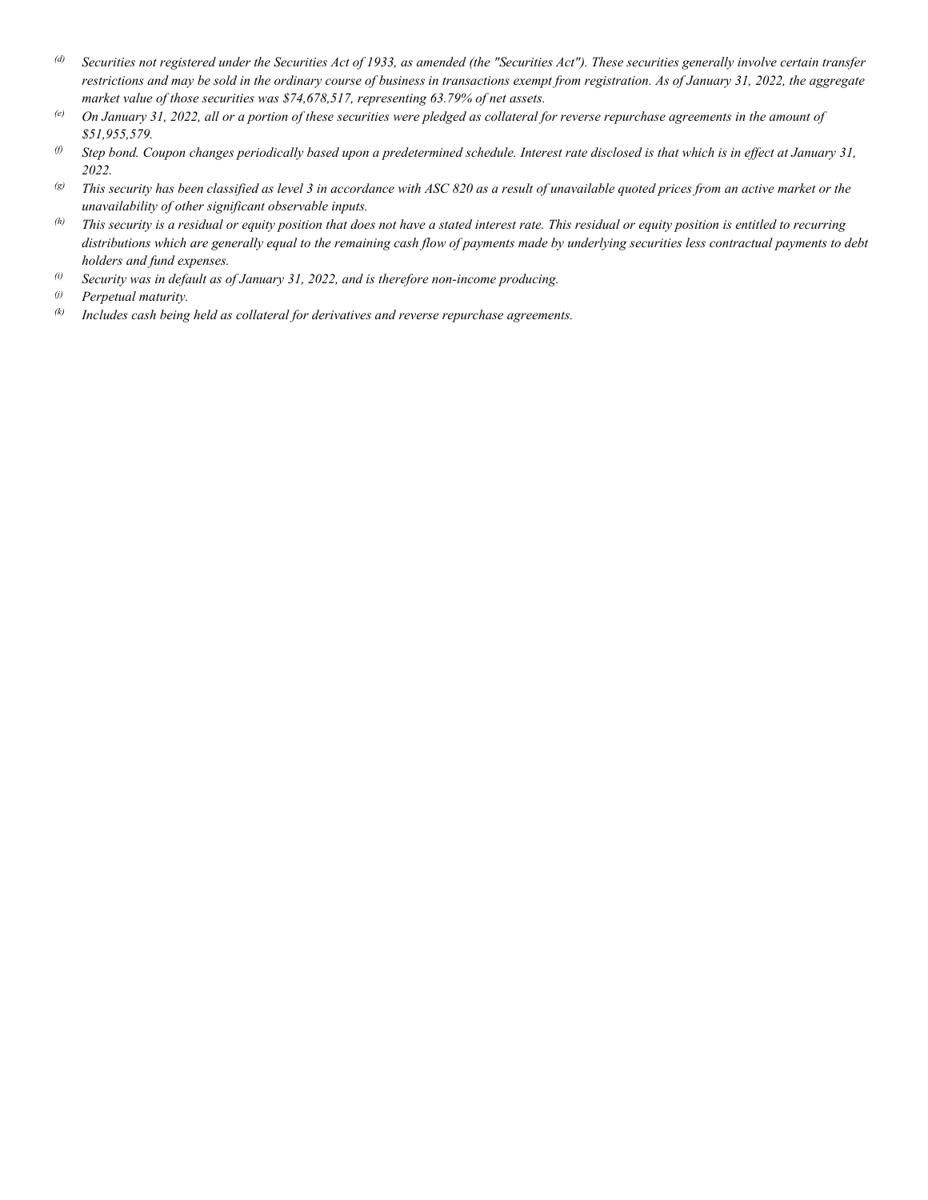- (d) *Securities not registered under the Securities Act of 1933, as amended (the "Securities Act"). These securities generally involve certain transfer restrictions and may be sold in the ordinary course of business in transactions exempt from registration. As of January 31, 2022, the aggregate market value of those securities was $74,678,517, representing 63.79% of net assets.*
- (e) *On January 31, 2022, all or a portion of these securities were pledged as collateral for reverse repurchase agreements in the amount of $51,955,579.*
- (f) *Step bond. Coupon changes periodically based upon a predetermined schedule. Interest rate disclosed is that which is in effect at January 31, 2022.*
- (g) *This security has been classified as level 3 in accordance with ASC 820 as a result of unavailable quoted prices from an active market or the unavailability of other significant observable inputs.*
- (h) *This security is a residual or equity position that does not have a stated interest rate. This residual or equity position is entitled to recurring distributions which are generally equal to the remaining cash flow of payments made by underlying securities less contractual payments to debt holders and fund expenses.*
- (i) *Security was in default as of January 31, 2022, and is therefore non-income producing.*
- (j) *Perpetual maturity.*
- (k) *Includes cash being held as collateral for derivatives and reverse repurchase agreements.*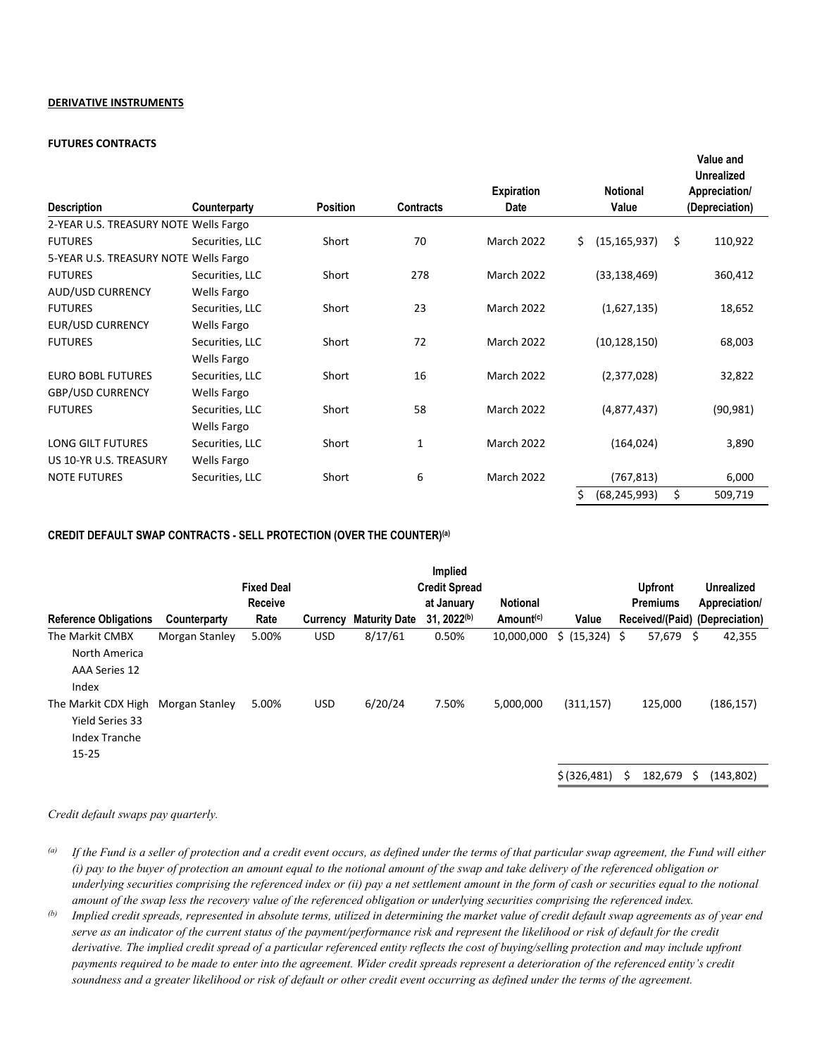**DERIVATIVE INSTRUMENTS**

**FUTURES CONTRACTS**

| Description | Counterparty | Position | Contracts | Expiration Date | Notional Value | Value and Unrealized Appreciation/ (Depreciation) |
|---|---|---|---|---|---|---|
| 2-YEAR U.S. TREASURY NOTE FUTURES | Wells Fargo Securities, LLC | Short | 70 | March 2022 | $ (15,165,937) | $ 110,922 |
| 5-YEAR U.S. TREASURY NOTE FUTURES | Wells Fargo Securities, LLC | Short | 278 | March 2022 | (33,138,469) | 360,412 |
| AUD/USD CURRENCY FUTURES | Wells Fargo Securities, LLC | Short | 23 | March 2022 | (1,627,135) | 18,652 |
| EUR/USD CURRENCY FUTURES | Wells Fargo Securities, LLC | Short | 72 | March 2022 | (10,128,150) | 68,003 |
| EURO BOBL FUTURES | Wells Fargo Securities, LLC | Short | 16 | March 2022 | (2,377,028) | 32,822 |
| GBP/USD CURRENCY FUTURES | Wells Fargo Securities, LLC | Short | 58 | March 2022 | (4,877,437) | (90,981) |
| LONG GILT FUTURES | Wells Fargo Securities, LLC | Short | 1 | March 2022 | (164,024) | 3,890 |
| US 10-YR U.S. TREASURY NOTE FUTURES | Wells Fargo Securities, LLC | Short | 6 | March 2022 | (767,813) | 6,000 |
| | | | | | $ (68,245,993) | $ 509,719 |

**CREDIT DEFAULT SWAP CONTRACTS - SELL PROTECTION (OVER THE COUNTER)[(a)]**

| Reference Obligations | Counterparty | Fixed Deal Receive Rate | Currency | Maturity Date | Implied Credit Spread at January 31, 2022[(b)] | Notional Amount[(c)] | Value | Upfront Premiums Received/(Paid) | Unrealized Appreciation/ (Depreciation) |
|---|---|---|---|---|---|---|---|---|---|
| The Markit CMBX North America AAA Series 12 Index | Morgan Stanley | 5.00% | USD | 8/17/61 | 0.50% | 10,000,000 | $ (15,324) | $ 57,679 | $ 42,355 |
| The Markit CDX High Yield Series 33 Index Tranche 15-25 | Morgan Stanley | 5.00% | USD | 6/20/24 | 7.50% | 5,000,000 | (311,157) | 125,000 | (186,157) |
| | | | | | | | $ (326,481) | $ 182,679 | $ (143,802) |

*Credit default swaps pay quarterly.*

[(a)] *If the Fund is a seller of protection and a credit event occurs, as defined under the terms of that particular swap agreement, the Fund will either (i) pay to the buyer of protection an amount equal to the notional amount of the swap and take delivery of the referenced obligation or underlying securities comprising the referenced index or (ii) pay a net settlement amount in the form of cash or securities equal to the notional amount of the swap less the recovery value of the referenced obligation or underlying securities comprising the referenced index.*

[(b)] *Implied credit spreads, represented in absolute terms, utilized in determining the market value of credit default swap agreements as of year end serve as an indicator of the current status of the payment/performance risk and represent the likelihood or risk of default for the credit derivative. The implied credit spread of a particular referenced entity reflects the cost of buying/selling protection and may include upfront payments required to be made to enter into the agreement. Wider credit spreads represent a deterioration of the referenced entity's credit soundness and a greater likelihood or risk of default or other credit event occurring as defined under the terms of the agreement.*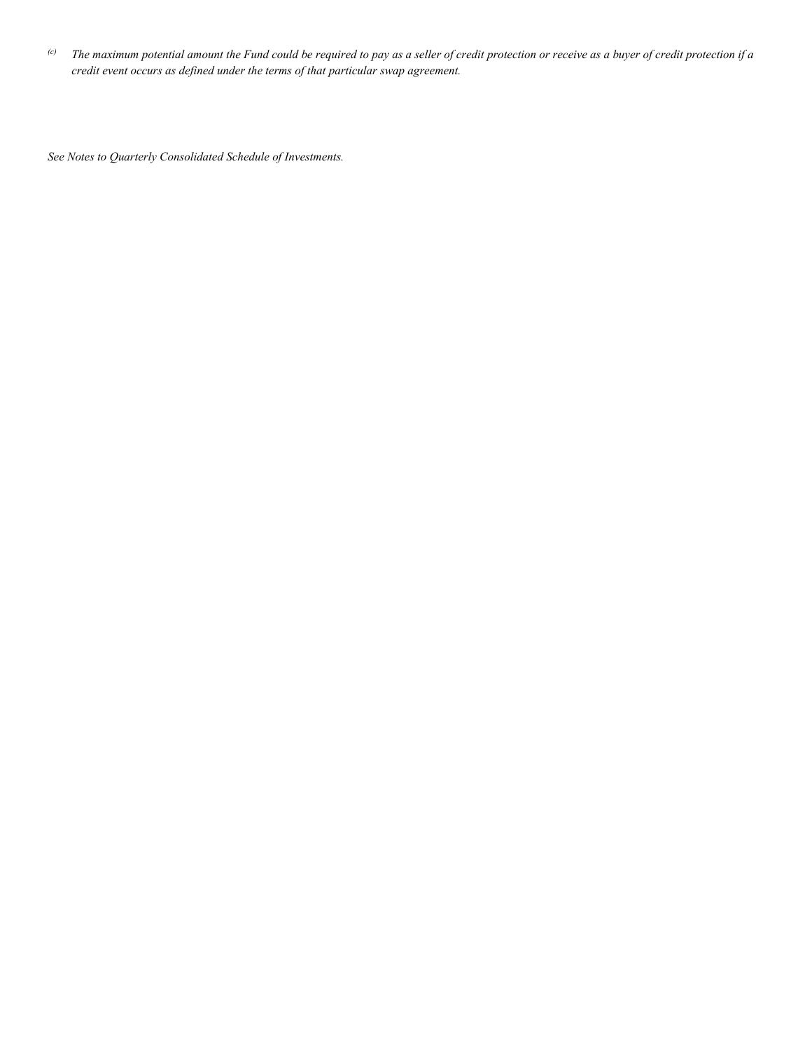[c] *The maximum potential amount the Fund could be required to pay as a seller of credit protection or receive as a buyer of credit protection if a credit event occurs as defined under the terms of that particular swap agreement.*

*See Notes to Quarterly Consolidated Schedule of Investments.*